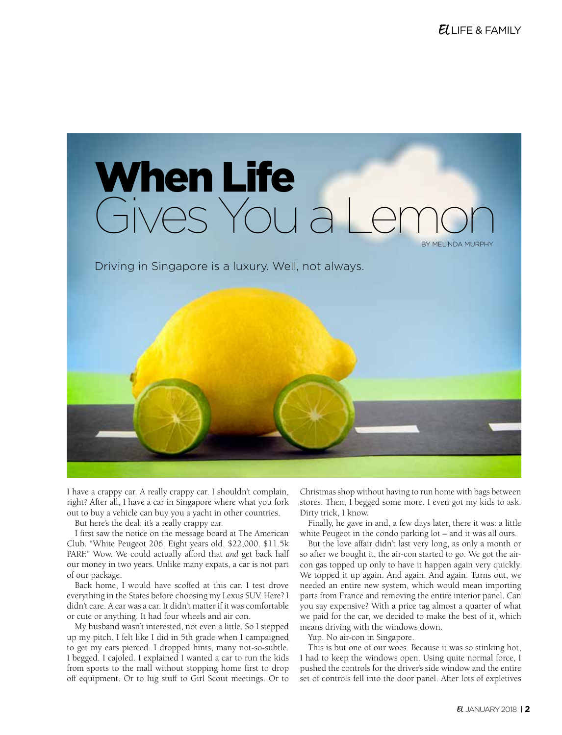# When Life Gives You a Lemon

BY MELINDA MURPHY

Driving in Singapore is a luxury. Well, not always.

I have a crappy car. A really crappy car. I shouldn't complain, right? After all, I have a car in Singapore where what you fork out to buy a vehicle can buy you a yacht in other countries.

But here's the deal: it's a really crappy car.

I first saw the notice on the message board at The American Club. "White Peugeot 206. Eight years old. $22,000. $11.5k PARF." Wow. We could actually afford that *and* get back half our money in two years. Unlike many expats, a car is not part of our package.

Back home, I would have scoffed at this car. I test drove everything in the States before choosing my Lexus SUV. Here? I didn't care. A car was a car. It didn't matter if it was comfortable or cute or anything. It had four wheels and air con.

My husband wasn't interested, not even a little. So I stepped up my pitch. I felt like I did in 5th grade when I campaigned to get my ears pierced. I dropped hints, many not-so-subtle. I begged. I cajoled. I explained I wanted a car to run the kids from sports to the mall without stopping home first to drop off equipment. Or to lug stuff to Girl Scout meetings. Or to Christmas shop without having to run home with bags between stores. Then, I begged some more. I even got my kids to ask. Dirty trick, I know.

Finally, he gave in and, a few days later, there it was: a little white Peugeot in the condo parking lot – and it was all ours.

But the love affair didn't last very long, as only a month or so after we bought it, the air-con started to go. We got the air-con gas topped up only to have it happen again very quickly. We topped it up again. And again. And again. Turns out, we needed an entire new system, which would mean importing parts from France and removing the entire interior panel. Can you say expensive? With a price tag almost a quarter of what we paid for the car, we decided to make the best of it, which means driving with the windows down.

Yup. No air-con in Singapore.

This is but one of our woes. Because it was so stinking hot, I had to keep the windows open. Using quite normal force, I pushed the controls for the driver's side window and the entire set of controls fell into the door panel. After lots of expletives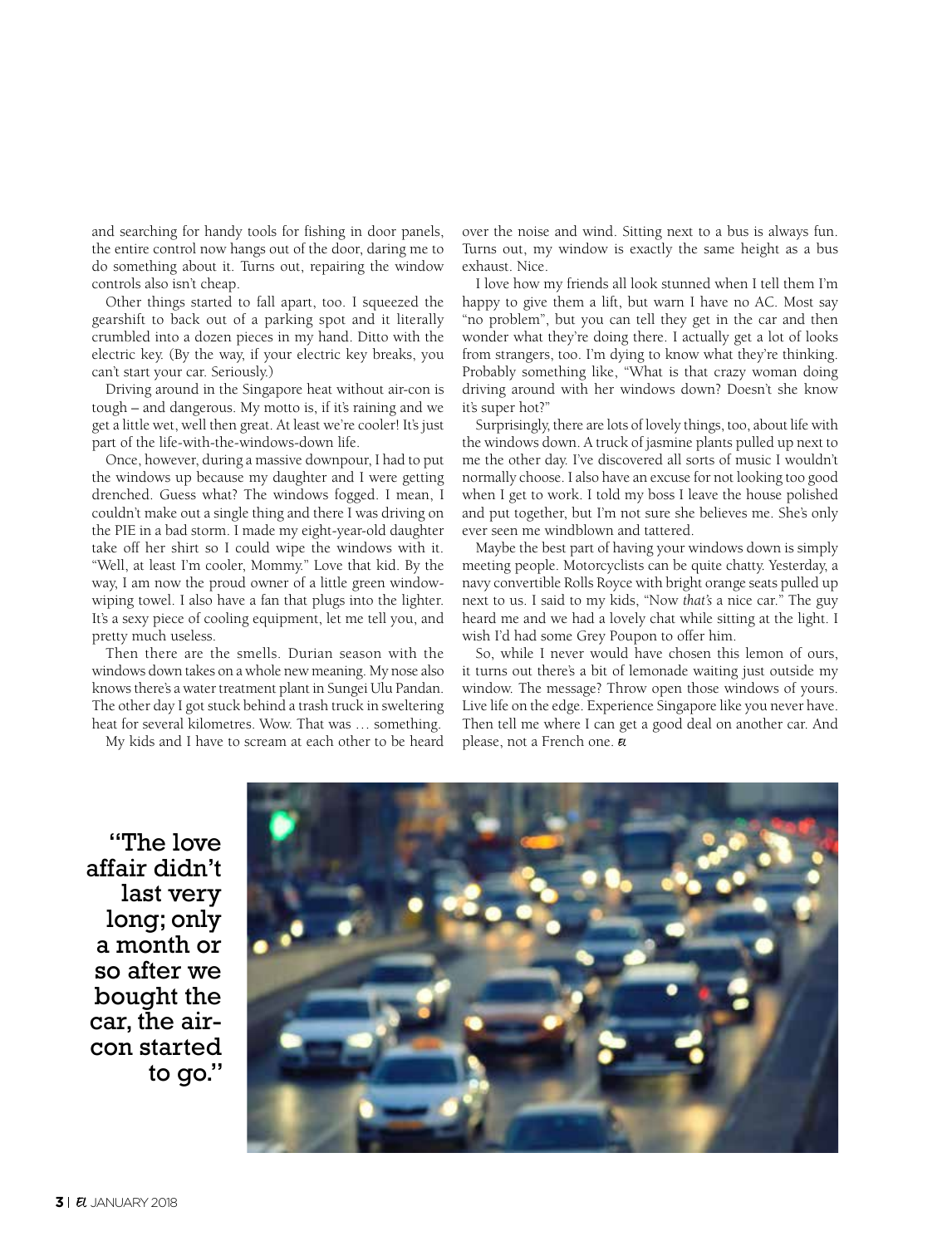and searching for handy tools for fishing in door panels, the entire control now hangs out of the door, daring me to do something about it. Turns out, repairing the window controls also isn't cheap.

Other things started to fall apart, too. I squeezed the gearshift to back out of a parking spot and it literally crumbled into a dozen pieces in my hand. Ditto with the electric key. (By the way, if your electric key breaks, you can't start your car. Seriously.)

Driving around in the Singapore heat without air-con is tough – and dangerous. My motto is, if it's raining and we get a little wet, well then great. At least we're cooler! It's just part of the life-with-the-windows-down life.

Once, however, during a massive downpour, I had to put the windows up because my daughter and I were getting drenched. Guess what? The windows fogged. I mean, I couldn't make out a single thing and there I was driving on the PIE in a bad storm. I made my eight-year-old daughter take off her shirt so I could wipe the windows with it. "Well, at least I'm cooler, Mommy." Love that kid. By the way, I am now the proud owner of a little green window-wiping towel. I also have a fan that plugs into the lighter. It's a sexy piece of cooling equipment, let me tell you, and pretty much useless.

Then there are the smells. Durian season with the windows down takes on a whole new meaning. My nose also knows there's a water treatment plant in Sungei Ulu Pandan. The other day I got stuck behind a trash truck in sweltering heat for several kilometres. Wow. That was … something.

My kids and I have to scream at each other to be heard over the noise and wind. Sitting next to a bus is always fun. Turns out, my window is exactly the same height as a bus exhaust. Nice.

I love how my friends all look stunned when I tell them I'm happy to give them a lift, but warn I have no AC. Most say "no problem", but you can tell they get in the car and then wonder what they're doing there. I actually get a lot of looks from strangers, too. I'm dying to know what they're thinking. Probably something like, "What is that crazy woman doing driving around with her windows down? Doesn't she know it's super hot?"

Surprisingly, there are lots of lovely things, too, about life with the windows down. A truck of jasmine plants pulled up next to me the other day. I've discovered all sorts of music I wouldn't normally choose. I also have an excuse for not looking too good when I get to work. I told my boss I leave the house polished and put together, but I'm not sure she believes me. She's only ever seen me windblown and tattered.

Maybe the best part of having your windows down is simply meeting people. Motorcyclists can be quite chatty. Yesterday, a navy convertible Rolls Royce with bright orange seats pulled up next to us. I said to my kids, "Now *that's* a nice car." The guy heard me and we had a lovely chat while sitting at the light. I wish I'd had some Grey Poupon to offer him.

So, while I never would have chosen this lemon of ours, it turns out there's a bit of lemonade waiting just outside my window. The message? Throw open those windows of yours. Live life on the edge. Experience Singapore like you never have. Then tell me where I can get a good deal on another car. And please, not a French one. *EL*

"The love affair didn't last very long; only a month or so after we bought the car, the air-con started to go."